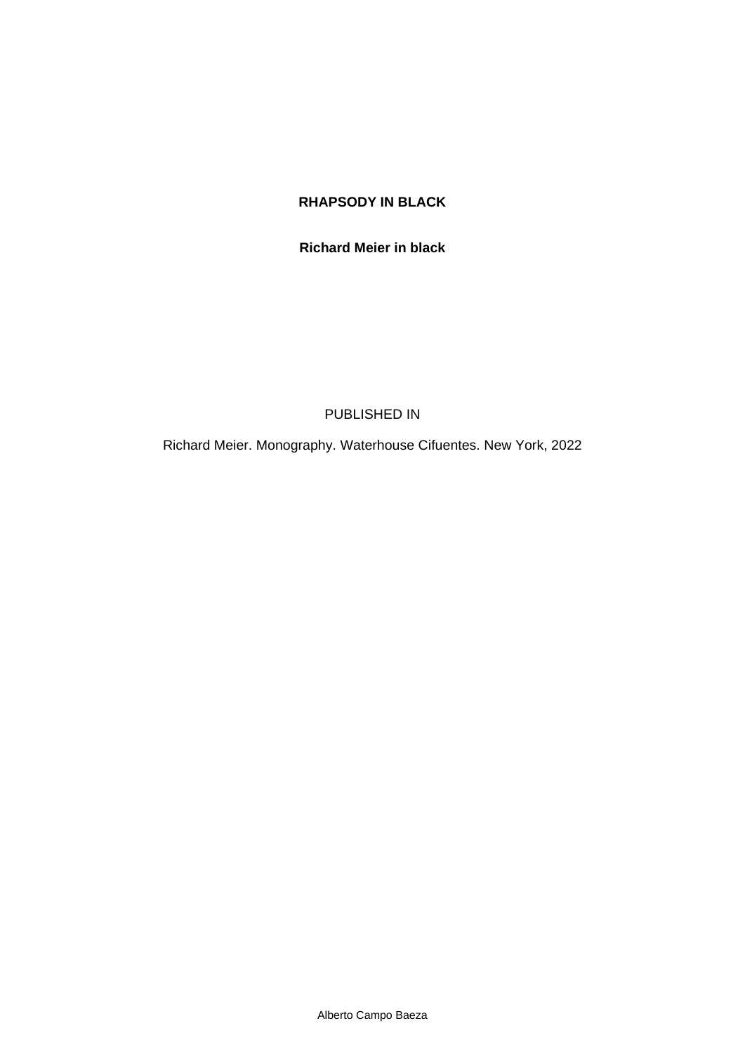# RHAPSODY IN BLACK

**Richard Meier in black**

PUBLISHED IN

Richard Meier. Monography. Waterhouse Cifuentes. New York, 2022

Alberto Campo Baeza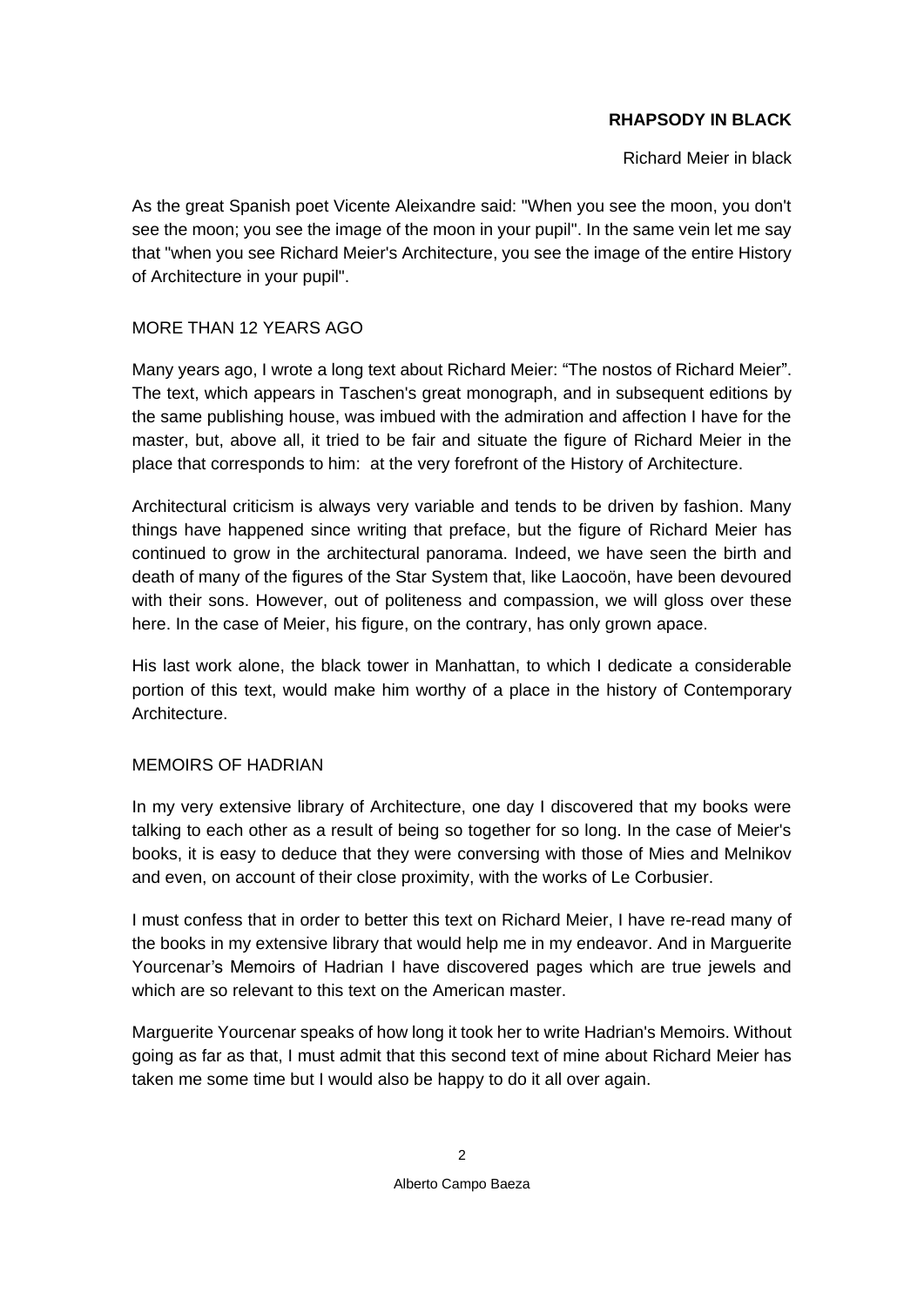**RHAPSODY IN BLACK**

Richard Meier in black

As the great Spanish poet Vicente Aleixandre said: "When you see the moon, you don't see the moon; you see the image of the moon in your pupil". In the same vein let me say that "when you see Richard Meier's Architecture, you see the image of the entire History of Architecture in your pupil".

## MORE THAN 12 YEARS AGO

Many years ago, I wrote a long text about Richard Meier: "The nostos of Richard Meier". The text, which appears in Taschen's great monograph, and in subsequent editions by the same publishing house, was imbued with the admiration and affection I have for the master, but, above all, it tried to be fair and situate the figure of Richard Meier in the place that corresponds to him: at the very forefront of the History of Architecture.

Architectural criticism is always very variable and tends to be driven by fashion. Many things have happened since writing that preface, but the figure of Richard Meier has continued to grow in the architectural panorama. Indeed, we have seen the birth and death of many of the figures of the Star System that, like Laocoön, have been devoured with their sons. However, out of politeness and compassion, we will gloss over these here. In the case of Meier, his figure, on the contrary, has only grown apace.

His last work alone, the black tower in Manhattan, to which I dedicate a considerable portion of this text, would make him worthy of a place in the history of Contemporary Architecture.

## MEMOIRS OF HADRIAN

In my very extensive library of Architecture, one day I discovered that my books were talking to each other as a result of being so together for so long. In the case of Meier's books, it is easy to deduce that they were conversing with those of Mies and Melnikov and even, on account of their close proximity, with the works of Le Corbusier.

I must confess that in order to better this text on Richard Meier, I have re-read many of the books in my extensive library that would help me in my endeavor. And in Marguerite Yourcenar's Memoirs of Hadrian I have discovered pages which are true jewels and which are so relevant to this text on the American master.

Marguerite Yourcenar speaks of how long it took her to write Hadrian's Memoirs. Without going as far as that, I must admit that this second text of mine about Richard Meier has taken me some time but I would also be happy to do it all over again.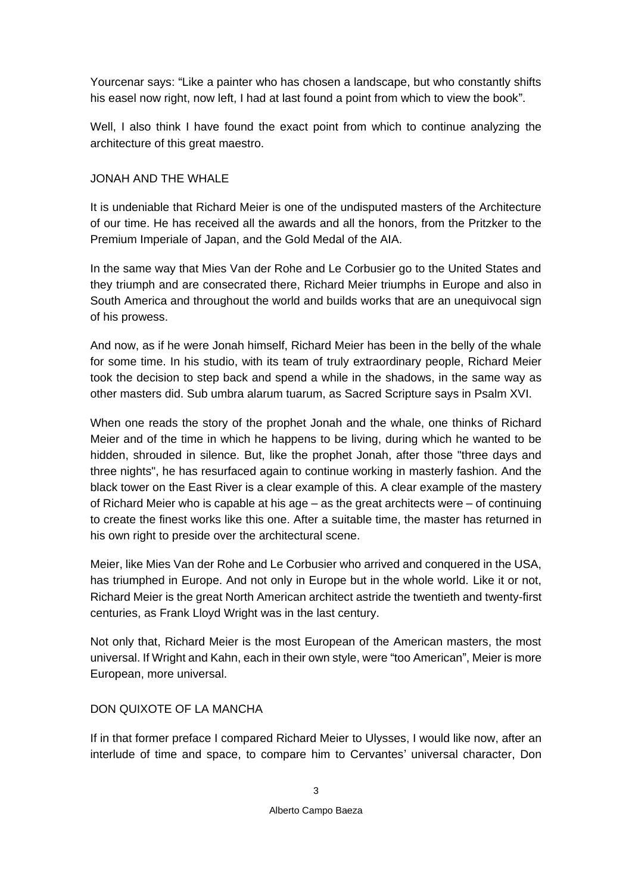Yourcenar says: “Like a painter who has chosen a landscape, but who constantly shifts his easel now right, now left, I had at last found a point from which to view the book”.

Well, I also think I have found the exact point from which to continue analyzing the architecture of this great maestro.

## JONAH AND THE WHALE

It is undeniable that Richard Meier is one of the undisputed masters of the Architecture of our time. He has received all the awards and all the honors, from the Pritzker to the Premium Imperiale of Japan, and the Gold Medal of the AIA.

In the same way that Mies Van der Rohe and Le Corbusier go to the United States and they triumph and are consecrated there, Richard Meier triumphs in Europe and also in South America and throughout the world and builds works that are an unequivocal sign of his prowess.

And now, as if he were Jonah himself, Richard Meier has been in the belly of the whale for some time. In his studio, with its team of truly extraordinary people, Richard Meier took the decision to step back and spend a while in the shadows, in the same way as other masters did. Sub umbra alarum tuarum, as Sacred Scripture says in Psalm XVI.

When one reads the story of the prophet Jonah and the whale, one thinks of Richard Meier and of the time in which he happens to be living, during which he wanted to be hidden, shrouded in silence. But, like the prophet Jonah, after those "three days and three nights", he has resurfaced again to continue working in masterly fashion. And the black tower on the East River is a clear example of this. A clear example of the mastery of Richard Meier who is capable at his age – as the great architects were – of continuing to create the finest works like this one. After a suitable time, the master has returned in his own right to preside over the architectural scene.

Meier, like Mies Van der Rohe and Le Corbusier who arrived and conquered in the USA, has triumphed in Europe. And not only in Europe but in the whole world. Like it or not, Richard Meier is the great North American architect astride the twentieth and twenty-first centuries, as Frank Lloyd Wright was in the last century.

Not only that, Richard Meier is the most European of the American masters, the most universal. If Wright and Kahn, each in their own style, were “too American”, Meier is more European, more universal.

## DON QUIXOTE OF LA MANCHA

If in that former preface I compared Richard Meier to Ulysses, I would like now, after an interlude of time and space, to compare him to Cervantes’ universal character, Don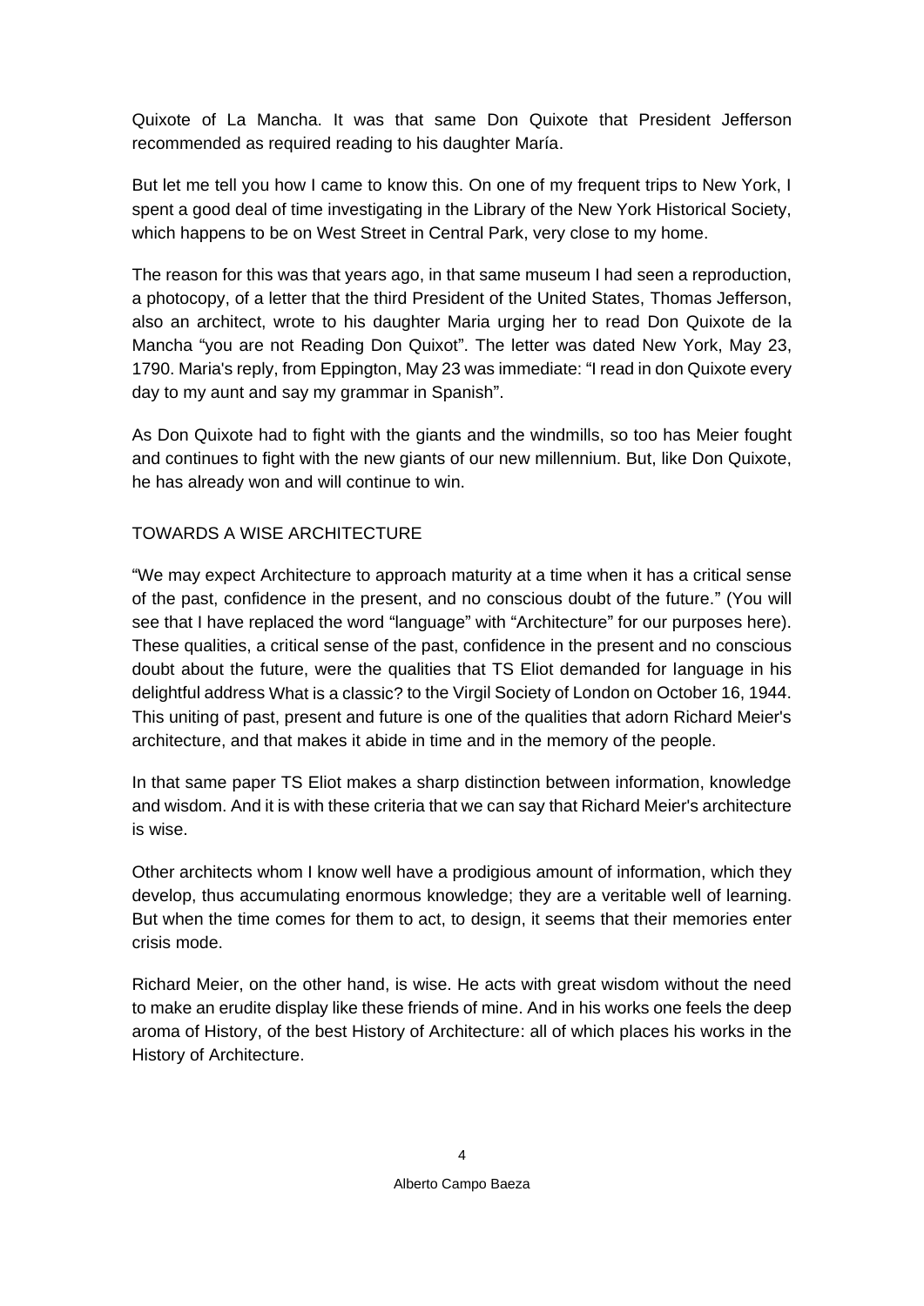Quixote of La Mancha. It was that same Don Quixote that President Jefferson recommended as required reading to his daughter María.

But let me tell you how I came to know this. On one of my frequent trips to New York, I spent a good deal of time investigating in the Library of the New York Historical Society, which happens to be on West Street in Central Park, very close to my home.

The reason for this was that years ago, in that same museum I had seen a reproduction, a photocopy, of a letter that the third President of the United States, Thomas Jefferson, also an architect, wrote to his daughter Maria urging her to read Don Quixote de la Mancha "you are not Reading Don Quixot". The letter was dated New York, May 23, 1790. Maria's reply, from Eppington, May 23 was immediate: "I read in don Quixote every day to my aunt and say my grammar in Spanish".

As Don Quixote had to fight with the giants and the windmills, so too has Meier fought and continues to fight with the new giants of our new millennium. But, like Don Quixote, he has already won and will continue to win.

## TOWARDS A WISE ARCHITECTURE

"We may expect Architecture to approach maturity at a time when it has a critical sense of the past, confidence in the present, and no conscious doubt of the future." (You will see that I have replaced the word "language" with "Architecture" for our purposes here). These qualities, a critical sense of the past, confidence in the present and no conscious doubt about the future, were the qualities that TS Eliot demanded for language in his delightful address What is a classic? to the Virgil Society of London on October 16, 1944. This uniting of past, present and future is one of the qualities that adorn Richard Meier's architecture, and that makes it abide in time and in the memory of the people.

In that same paper TS Eliot makes a sharp distinction between information, knowledge and wisdom. And it is with these criteria that we can say that Richard Meier's architecture is wise.

Other architects whom I know well have a prodigious amount of information, which they develop, thus accumulating enormous knowledge; they are a veritable well of learning. But when the time comes for them to act, to design, it seems that their memories enter crisis mode.

Richard Meier, on the other hand, is wise. He acts with great wisdom without the need to make an erudite display like these friends of mine. And in his works one feels the deep aroma of History, of the best History of Architecture: all of which places his works in the History of Architecture.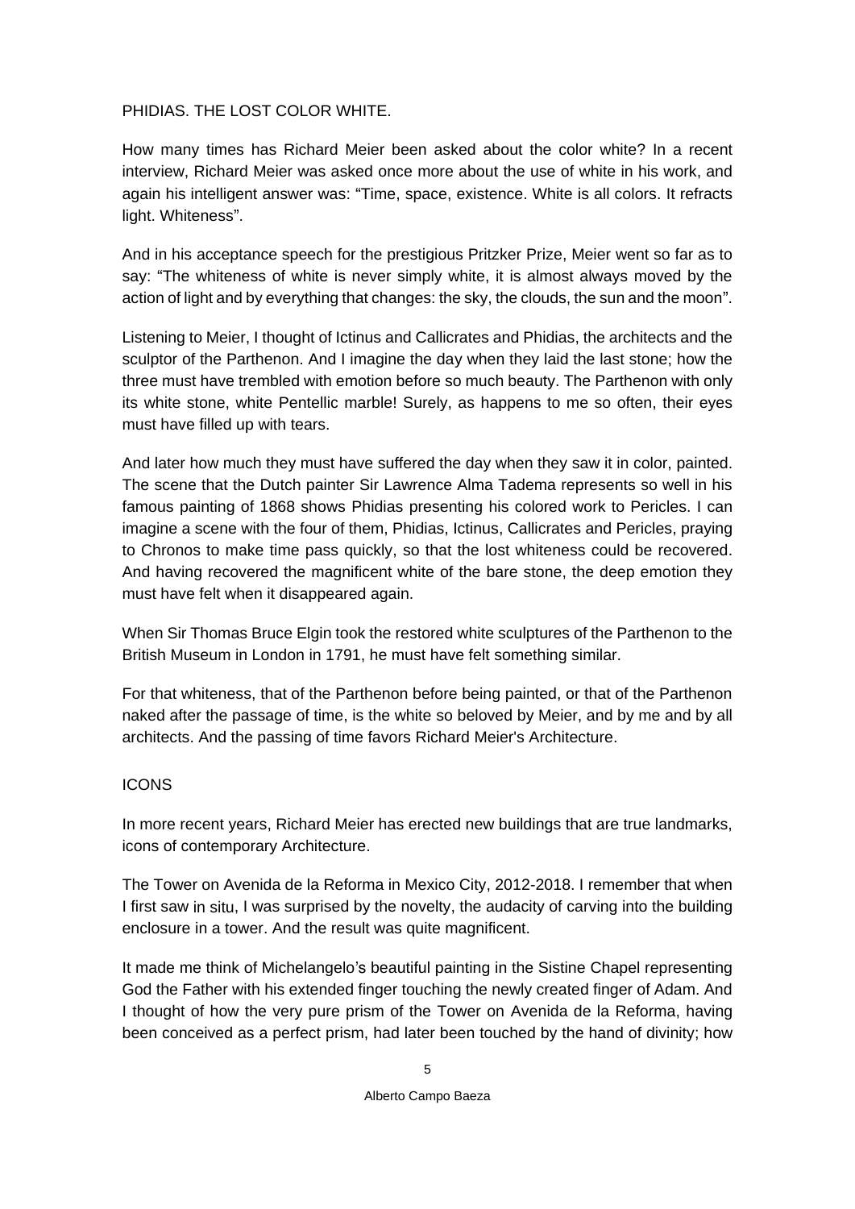PHIDIAS. THE LOST COLOR WHITE.

How many times has Richard Meier been asked about the color white? In a recent interview, Richard Meier was asked once more about the use of white in his work, and again his intelligent answer was: “Time, space, existence. White is all colors. It refracts light. Whiteness”.

And in his acceptance speech for the prestigious Pritzker Prize, Meier went so far as to say: “The whiteness of white is never simply white, it is almost always moved by the action of light and by everything that changes: the sky, the clouds, the sun and the moon”.

Listening to Meier, I thought of Ictinus and Callicrates and Phidias, the architects and the sculptor of the Parthenon. And I imagine the day when they laid the last stone; how the three must have trembled with emotion before so much beauty. The Parthenon with only its white stone, white Pentellic marble! Surely, as happens to me so often, their eyes must have filled up with tears.

And later how much they must have suffered the day when they saw it in color, painted. The scene that the Dutch painter Sir Lawrence Alma Tadema represents so well in his famous painting of 1868 shows Phidias presenting his colored work to Pericles. I can imagine a scene with the four of them, Phidias, Ictinus, Callicrates and Pericles, praying to Chronos to make time pass quickly, so that the lost whiteness could be recovered. And having recovered the magnificent white of the bare stone, the deep emotion they must have felt when it disappeared again.

When Sir Thomas Bruce Elgin took the restored white sculptures of the Parthenon to the British Museum in London in 1791, he must have felt something similar.

For that whiteness, that of the Parthenon before being painted, or that of the Parthenon naked after the passage of time, is the white so beloved by Meier, and by me and by all architects. And the passing of time favors Richard Meier's Architecture.

ICONS

In more recent years, Richard Meier has erected new buildings that are true landmarks, icons of contemporary Architecture.

The Tower on Avenida de la Reforma in Mexico City, 2012-2018. I remember that when I first saw in situ, I was surprised by the novelty, the audacity of carving into the building enclosure in a tower. And the result was quite magnificent.

It made me think of Michelangelo’s beautiful painting in the Sistine Chapel representing God the Father with his extended finger touching the newly created finger of Adam. And I thought of how the very pure prism of the Tower on Avenida de la Reforma, having been conceived as a perfect prism, had later been touched by the hand of divinity; how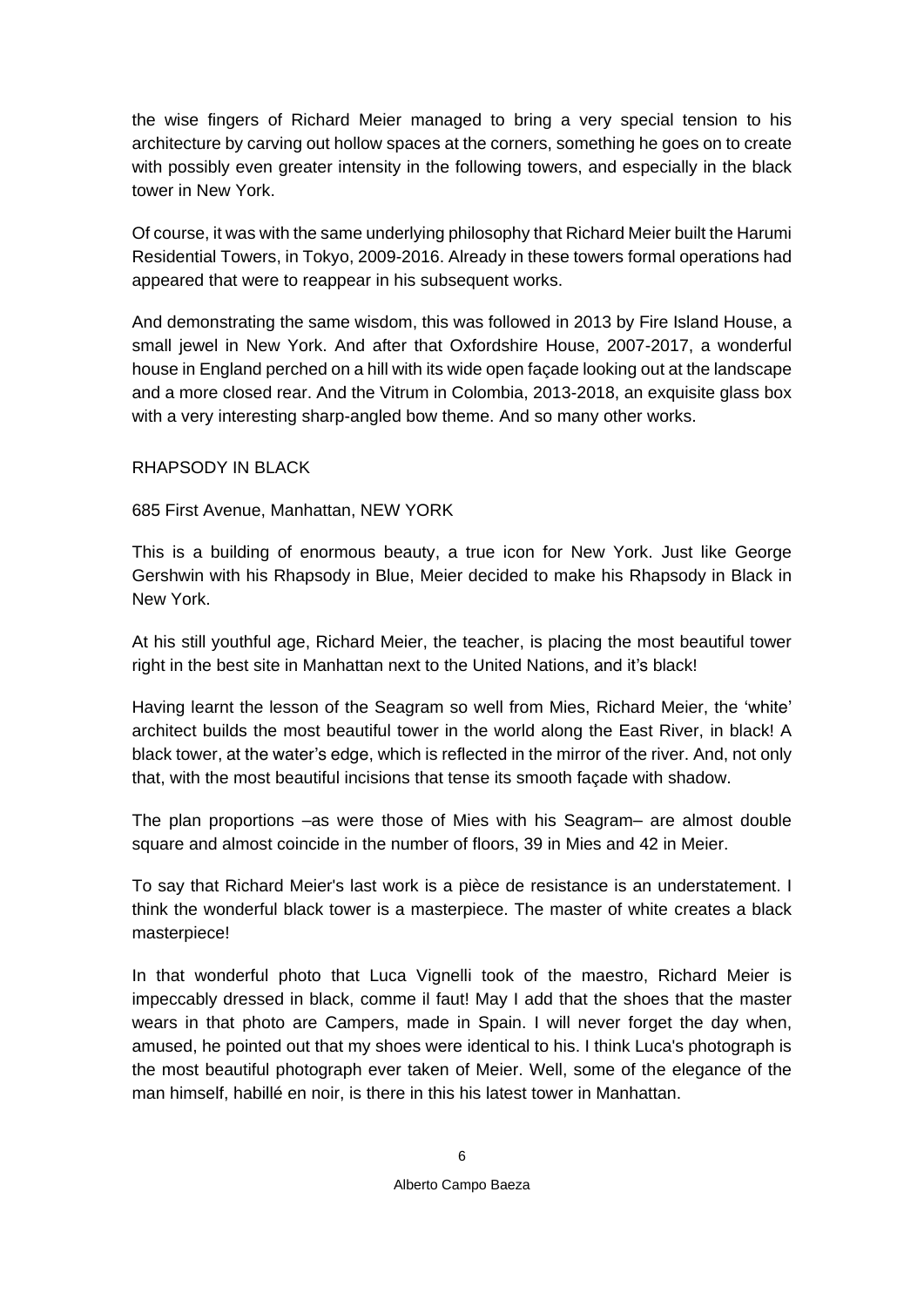the wise fingers of Richard Meier managed to bring a very special tension to his architecture by carving out hollow spaces at the corners, something he goes on to create with possibly even greater intensity in the following towers, and especially in the black tower in New York.

Of course, it was with the same underlying philosophy that Richard Meier built the Harumi Residential Towers, in Tokyo, 2009-2016. Already in these towers formal operations had appeared that were to reappear in his subsequent works.

And demonstrating the same wisdom, this was followed in 2013 by Fire Island House, a small jewel in New York. And after that Oxfordshire House, 2007-2017, a wonderful house in England perched on a hill with its wide open façade looking out at the landscape and a more closed rear. And the Vitrum in Colombia, 2013-2018, an exquisite glass box with a very interesting sharp-angled bow theme. And so many other works.

## RHAPSODY IN BLACK

685 First Avenue, Manhattan, NEW YORK

This is a building of enormous beauty, a true icon for New York. Just like George Gershwin with his Rhapsody in Blue, Meier decided to make his Rhapsody in Black in New York.

At his still youthful age, Richard Meier, the teacher, is placing the most beautiful tower right in the best site in Manhattan next to the United Nations, and it's black!

Having learnt the lesson of the Seagram so well from Mies, Richard Meier, the 'white' architect builds the most beautiful tower in the world along the East River, in black! A black tower, at the water's edge, which is reflected in the mirror of the river. And, not only that, with the most beautiful incisions that tense its smooth façade with shadow.

The plan proportions –as were those of Mies with his Seagram– are almost double square and almost coincide in the number of floors, 39 in Mies and 42 in Meier.

To say that Richard Meier's last work is a pièce de resistance is an understatement. I think the wonderful black tower is a masterpiece. The master of white creates a black masterpiece!

In that wonderful photo that Luca Vignelli took of the maestro, Richard Meier is impeccably dressed in black, comme il faut! May I add that the shoes that the master wears in that photo are Campers, made in Spain. I will never forget the day when, amused, he pointed out that my shoes were identical to his. I think Luca's photograph is the most beautiful photograph ever taken of Meier. Well, some of the elegance of the man himself, habillé en noir, is there in this his latest tower in Manhattan.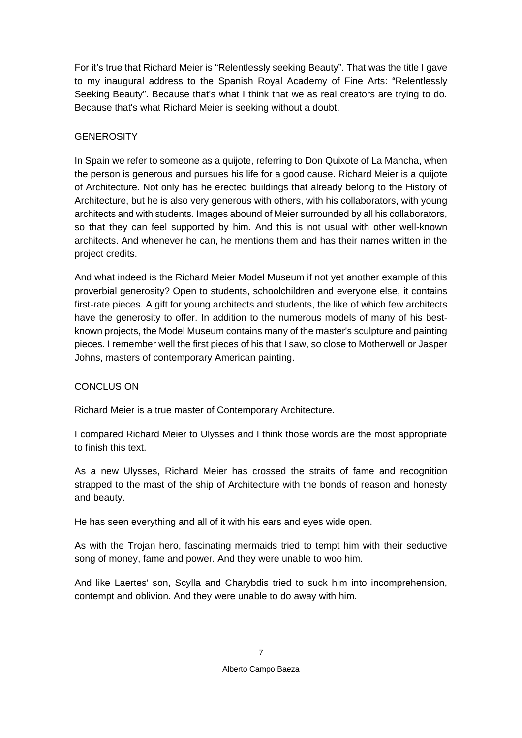For it's true that Richard Meier is "Relentlessly seeking Beauty". That was the title I gave to my inaugural address to the Spanish Royal Academy of Fine Arts: "Relentlessly Seeking Beauty". Because that's what I think that we as real creators are trying to do. Because that's what Richard Meier is seeking without a doubt.

## GENEROSITY

In Spain we refer to someone as a quijote, referring to Don Quixote of La Mancha, when the person is generous and pursues his life for a good cause. Richard Meier is a quijote of Architecture. Not only has he erected buildings that already belong to the History of Architecture, but he is also very generous with others, with his collaborators, with young architects and with students. Images abound of Meier surrounded by all his collaborators, so that they can feel supported by him. And this is not usual with other well-known architects. And whenever he can, he mentions them and has their names written in the project credits.

And what indeed is the Richard Meier Model Museum if not yet another example of this proverbial generosity? Open to students, schoolchildren and everyone else, it contains first-rate pieces. A gift for young architects and students, the like of which few architects have the generosity to offer. In addition to the numerous models of many of his best-known projects, the Model Museum contains many of the master's sculpture and painting pieces. I remember well the first pieces of his that I saw, so close to Motherwell or Jasper Johns, masters of contemporary American painting.

## CONCLUSION

Richard Meier is a true master of Contemporary Architecture.

I compared Richard Meier to Ulysses and I think those words are the most appropriate to finish this text.

As a new Ulysses, Richard Meier has crossed the straits of fame and recognition strapped to the mast of the ship of Architecture with the bonds of reason and honesty and beauty.

He has seen everything and all of it with his ears and eyes wide open.

As with the Trojan hero, fascinating mermaids tried to tempt him with their seductive song of money, fame and power. And they were unable to woo him.

And like Laertes' son, Scylla and Charybdis tried to suck him into incomprehension, contempt and oblivion. And they were unable to do away with him.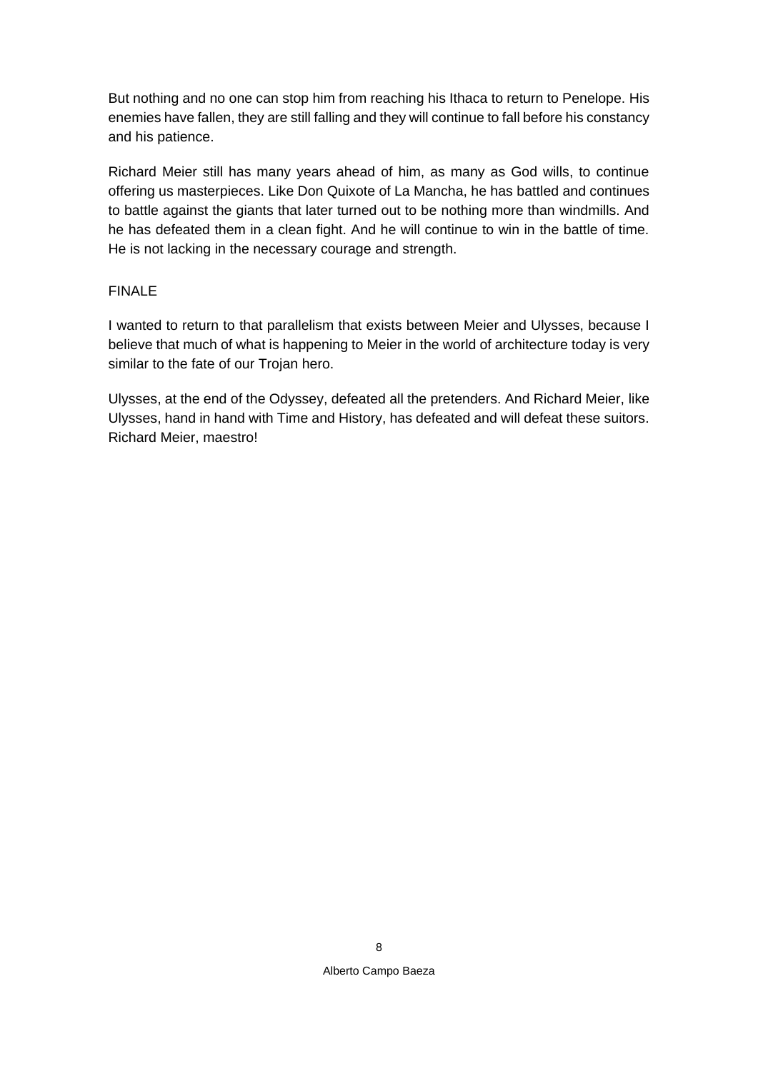But nothing and no one can stop him from reaching his Ithaca to return to Penelope. His enemies have fallen, they are still falling and they will continue to fall before his constancy and his patience.

Richard Meier still has many years ahead of him, as many as God wills, to continue offering us masterpieces. Like Don Quixote of La Mancha, he has battled and continues to battle against the giants that later turned out to be nothing more than windmills. And he has defeated them in a clean fight. And he will continue to win in the battle of time. He is not lacking in the necessary courage and strength.

## FINALE

I wanted to return to that parallelism that exists between Meier and Ulysses, because I believe that much of what is happening to Meier in the world of architecture today is very similar to the fate of our Trojan hero.

Ulysses, at the end of the Odyssey, defeated all the pretenders. And Richard Meier, like Ulysses, hand in hand with Time and History, has defeated and will defeat these suitors. Richard Meier, maestro!